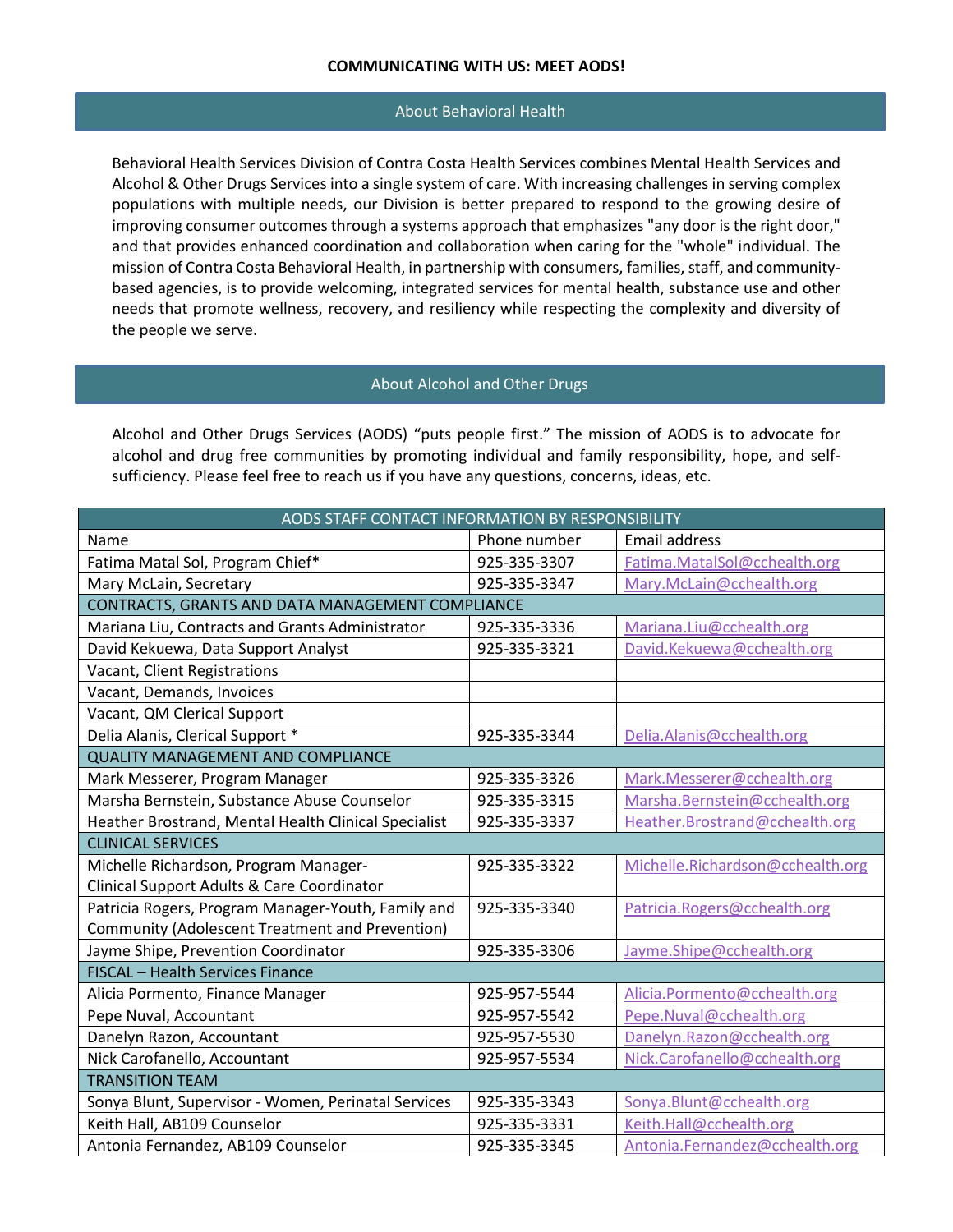**COMMUNICATING WITH US: MEET AODS!**

## About Behavioral Health

Behavioral Health Services Division of Contra Costa Health Services combines Mental Health Services and Alcohol & Other Drugs Services into a single system of care. With increasing challenges in serving complex populations with multiple needs, our Division is better prepared to respond to the growing desire of improving consumer outcomes through a systems approach that emphasizes "any door is the right door," and that provides enhanced coordination and collaboration when caring for the "whole" individual. The mission of Contra Costa Behavioral Health, in partnership with consumers, families, staff, and community-based agencies, is to provide welcoming, integrated services for mental health, substance use and other needs that promote wellness, recovery, and resiliency while respecting the complexity and diversity of the people we serve.

## About Alcohol and Other Drugs

Alcohol and Other Drugs Services (AODS) "puts people first." The mission of AODS is to advocate for alcohol and drug free communities by promoting individual and family responsibility, hope, and self-sufficiency. Please feel free to reach us if you have any questions, concerns, ideas, etc.

| AODS STAFF CONTACT INFORMATION BY RESPONSIBILITY | | |
|---|---|---|
| Name | Phone number | Email address |
| Fatima Matal Sol, Program Chief* | 925-335-3307 | Fatima.MatalSol@cchealth.org |
| Mary McLain, Secretary | 925-335-3347 | Mary.McLain@cchealth.org |
| CONTRACTS, GRANTS AND DATA MANAGEMENT COMPLIANCE | | |
| Mariana Liu, Contracts and Grants Administrator | 925-335-3336 | Mariana.Liu@cchealth.org |
| David Kekuewa, Data Support Analyst | 925-335-3321 | David.Kekuewa@cchealth.org |
| Vacant, Client Registrations | | |
| Vacant, Demands, Invoices | | |
| Vacant, QM Clerical Support | | |
| Delia Alanis, Clerical Support * | 925-335-3344 | Delia.Alanis@cchealth.org |
| QUALITY MANAGEMENT AND COMPLIANCE | | |
| Mark Messerer, Program Manager | 925-335-3326 | Mark.Messerer@cchealth.org |
| Marsha Bernstein, Substance Abuse Counselor | 925-335-3315 | Marsha.Bernstein@cchealth.org |
| Heather Brostrand, Mental Health Clinical Specialist | 925-335-3337 | Heather.Brostrand@cchealth.org |
| CLINICAL SERVICES | | |
| Michelle Richardson, Program Manager- Clinical Support Adults & Care Coordinator | 925-335-3322 | Michelle.Richardson@cchealth.org |
| Patricia Rogers, Program Manager-Youth, Family and Community (Adolescent Treatment and Prevention) | 925-335-3340 | Patricia.Rogers@cchealth.org |
| Jayme Shipe, Prevention Coordinator | 925-335-3306 | Jayme.Shipe@cchealth.org |
| FISCAL – Health Services Finance | | |
| Alicia Pormento, Finance Manager | 925-957-5544 | Alicia.Pormento@cchealth.org |
| Pepe Nuval, Accountant | 925-957-5542 | Pepe.Nuval@cchealth.org |
| Danelyn Razon, Accountant | 925-957-5530 | Danelyn.Razon@cchealth.org |
| Nick Carofanello, Accountant | 925-957-5534 | Nick.Carofanello@cchealth.org |
| TRANSITION TEAM | | |
| Sonya Blunt, Supervisor - Women, Perinatal Services | 925-335-3343 | Sonya.Blunt@cchealth.org |
| Keith Hall, AB109 Counselor | 925-335-3331 | Keith.Hall@cchealth.org |
| Antonia Fernandez, AB109 Counselor | 925-335-3345 | Antonia.Fernandez@cchealth.org |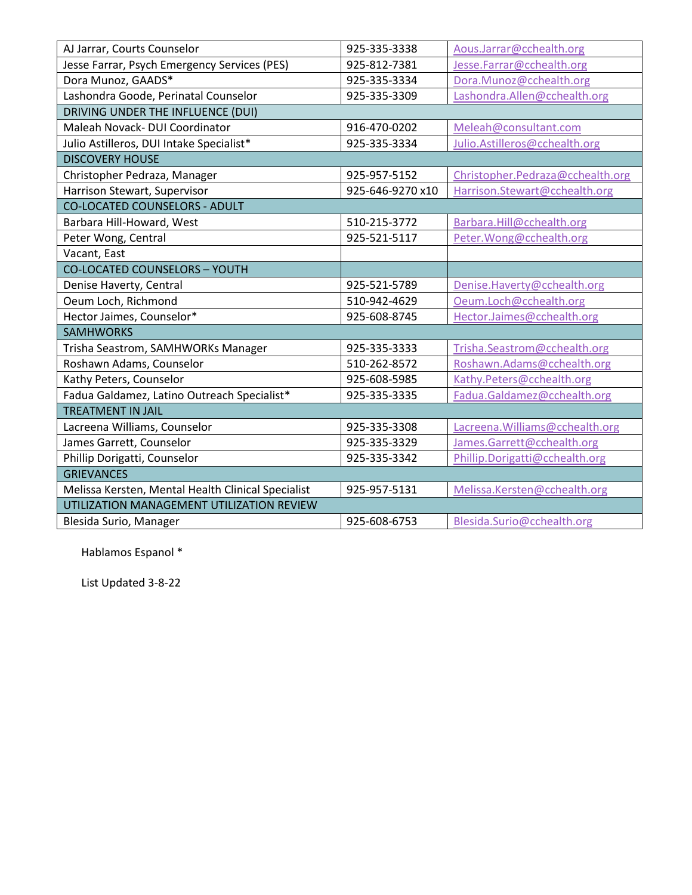| | | |
|---|---|---|
| AJ Jarrar, Courts Counselor | 925-335-3338 | Aous.Jarrar@cchealth.org |
| Jesse Farrar, Psych Emergency Services (PES) | 925-812-7381 | Jesse.Farrar@cchealth.org |
| Dora Munoz, GAADS* | 925-335-3334 | Dora.Munoz@cchealth.org |
| Lashondra Goode, Perinatal Counselor | 925-335-3309 | Lashondra.Allen@cchealth.org |
| DRIVING UNDER THE INFLUENCE (DUI) | | |
| Maleah Novack- DUI Coordinator | 916-470-0202 | Meleah@consultant.com |
| Julio Astilleros, DUI Intake Specialist* | 925-335-3334 | Julio.Astilleros@cchealth.org |
| DISCOVERY HOUSE | | |
| Christopher Pedraza, Manager | 925-957-5152 | Christopher.Pedraza@cchealth.org |
| Harrison Stewart, Supervisor | 925-646-9270 x10 | Harrison.Stewart@cchealth.org |
| CO-LOCATED COUNSELORS - ADULT | | |
| Barbara Hill-Howard, West | 510-215-3772 | Barbara.Hill@cchealth.org |
| Peter Wong, Central | 925-521-5117 | Peter.Wong@cchealth.org |
| Vacant, East | | |
| CO-LOCATED COUNSELORS – YOUTH | | |
| Denise Haverty, Central | 925-521-5789 | Denise.Haverty@cchealth.org |
| Oeum Loch, Richmond | 510-942-4629 | Oeum.Loch@cchealth.org |
| Hector Jaimes, Counselor* | 925-608-8745 | Hector.Jaimes@cchealth.org |
| SAMHWORKS | | |
| Trisha Seastrom, SAMHWORKs Manager | 925-335-3333 | Trisha.Seastrom@cchealth.org |
| Roshawn Adams, Counselor | 510-262-8572 | Roshawn.Adams@cchealth.org |
| Kathy Peters, Counselor | 925-608-5985 | Kathy.Peters@cchealth.org |
| Fadua Galdamez, Latino Outreach Specialist* | 925-335-3335 | Fadua.Galdamez@cchealth.org |
| TREATMENT IN JAIL | | |
| Lacreena Williams, Counselor | 925-335-3308 | Lacreena.Williams@cchealth.org |
| James Garrett, Counselor | 925-335-3329 | James.Garrett@cchealth.org |
| Phillip Dorigatti, Counselor | 925-335-3342 | Phillip.Dorigatti@cchealth.org |
| GRIEVANCES | | |
| Melissa Kersten, Mental Health Clinical Specialist | 925-957-5131 | Melissa.Kersten@cchealth.org |
| UTILIZATION MANAGEMENT UTILIZATION REVIEW | | |
| Blesida Surio, Manager | 925-608-6753 | Blesida.Surio@cchealth.org |

Hablamos Espanol *

List Updated 3-8-22